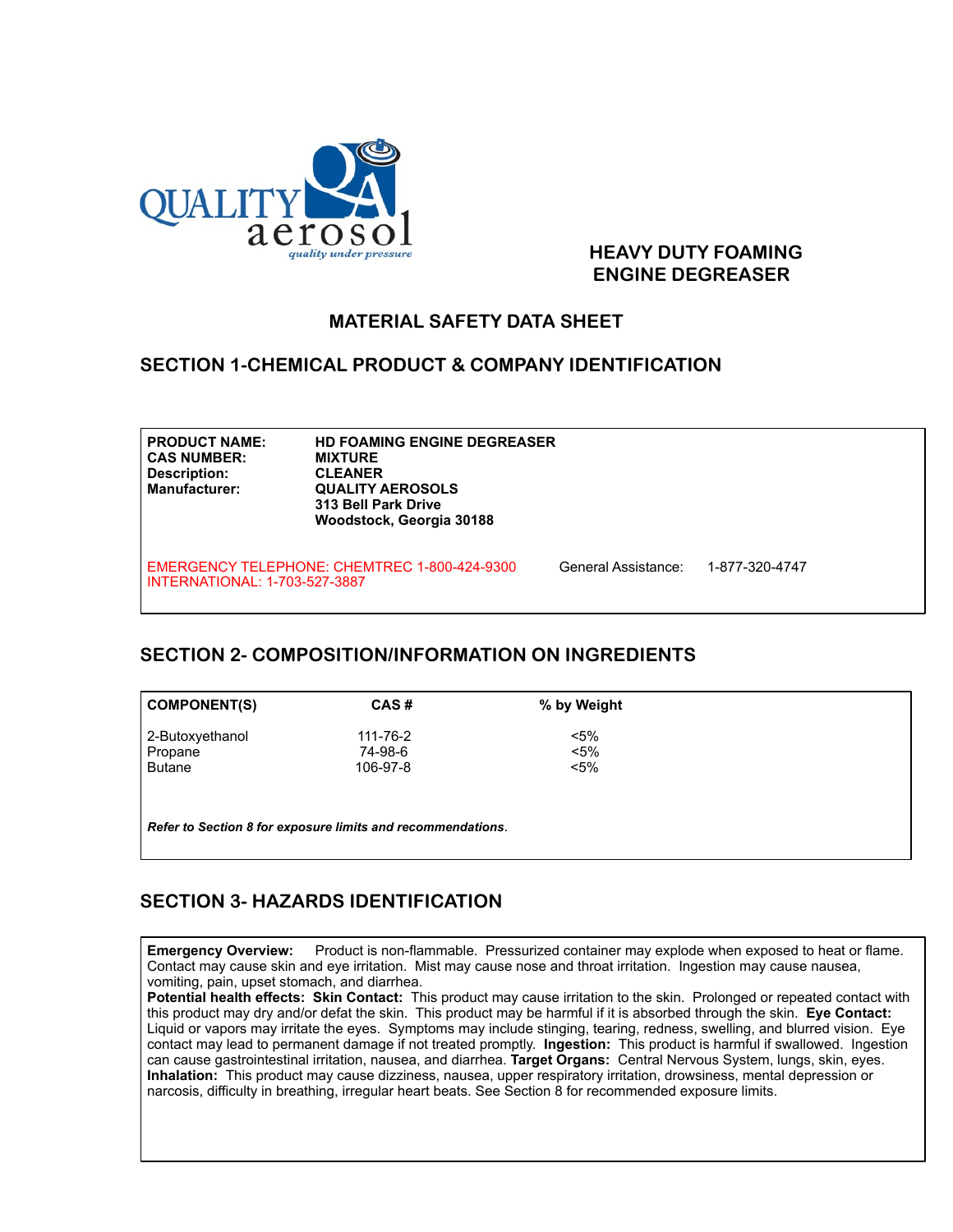QUALITY aerosol

*quality under pressure*

**HEAVY DUTY FOAMING ENGINE DEGREASER**

# MATERIAL SAFETY DATA SHEET

## SECTION 1-CHEMICAL PRODUCT & COMPANY IDENTIFICATION

| | |
|---|---|
| **PRODUCT NAME:** | **HD FOAMING ENGINE DEGREASER** |
| **CAS NUMBER:** | **MIXTURE** |
| **Description:** | **CLEANER** |
| **Manufacturer:** | **QUALITY AEROSOLS**<br>**313 Bell Park Drive**<br>**Woodstock, Georgia 30188** |

EMERGENCY TELEPHONE: CHEMTREC 1-800-424-9300
INTERNATIONAL: 1-703-527-3887

General Assistance: 1-877-320-4747

## SECTION 2- COMPOSITION/INFORMATION ON INGREDIENTS

| COMPONENT(S) | CAS # | % by Weight |
|---|---|---|
| 2-Butoxyethanol | 111-76-2 | <5% |
| Propane | 74-98-6 | <5% |
| Butane | 106-97-8 | <5% |

***Refer to Section 8 for exposure limits and recommendations***.

## SECTION 3- HAZARDS IDENTIFICATION

**Emergency Overview:** Product is non-flammable. Pressurized container may explode when exposed to heat or flame. Contact may cause skin and eye irritation. Mist may cause nose and throat irritation. Ingestion may cause nausea, vomiting, pain, upset stomach, and diarrhea.
**Potential health effects: Skin Contact:** This product may cause irritation to the skin. Prolonged or repeated contact with this product may dry and/or defat the skin. This product may be harmful if it is absorbed through the skin. **Eye Contact:** Liquid or vapors may irritate the eyes. Symptoms may include stinging, tearing, redness, swelling, and blurred vision. Eye contact may lead to permanent damage if not treated promptly. **Ingestion:** This product is harmful if swallowed. Ingestion can cause gastrointestinal irritation, nausea, and diarrhea. **Target Organs:** Central Nervous System, lungs, skin, eyes.
**Inhalation:** This product may cause dizziness, nausea, upper respiratory irritation, drowsiness, mental depression or narcosis, difficulty in breathing, irregular heart beats. See Section 8 for recommended exposure limits.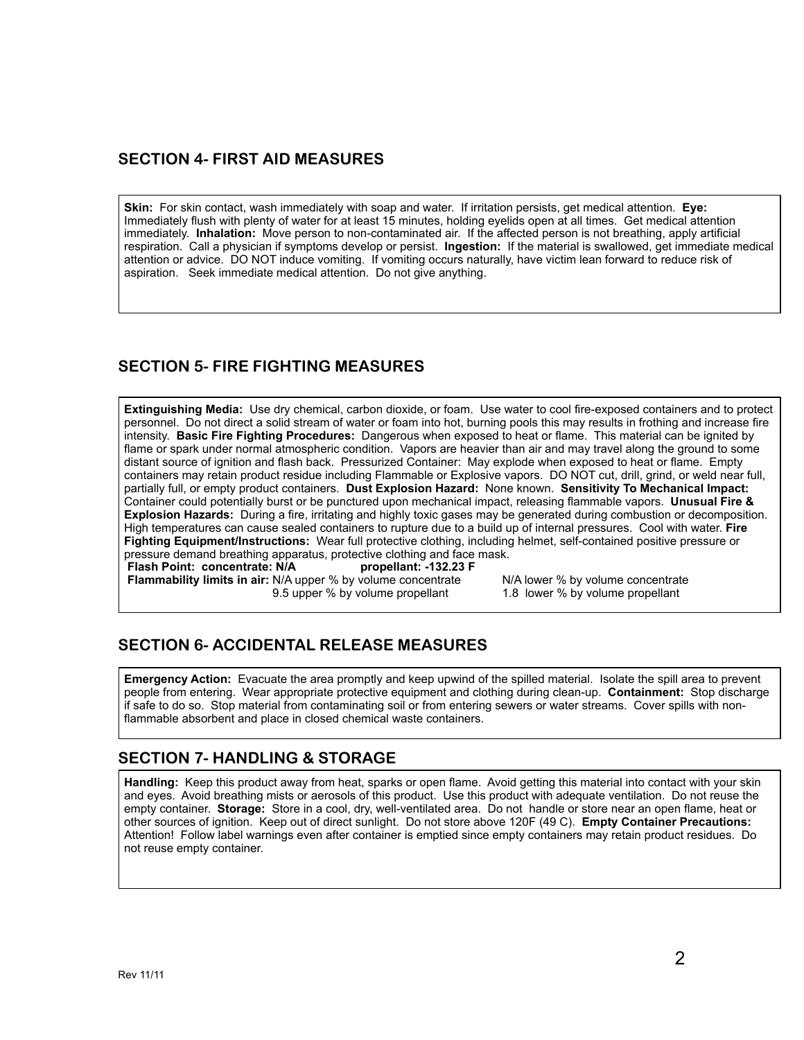## SECTION 4- FIRST AID MEASURES

**Skin:** For skin contact, wash immediately with soap and water. If irritation persists, get medical attention. **Eye:** Immediately flush with plenty of water for at least 15 minutes, holding eyelids open at all times. Get medical attention immediately. **Inhalation:** Move person to non-contaminated air. If the affected person is not breathing, apply artificial respiration. Call a physician if symptoms develop or persist. **Ingestion:** If the material is swallowed, get immediate medical attention or advice. DO NOT induce vomiting. If vomiting occurs naturally, have victim lean forward to reduce risk of aspiration. Seek immediate medical attention. Do not give anything.

## SECTION 5- FIRE FIGHTING MEASURES

**Extinguishing Media:** Use dry chemical, carbon dioxide, or foam. Use water to cool fire-exposed containers and to protect personnel. Do not direct a solid stream of water or foam into hot, burning pools this may results in frothing and increase fire intensity. **Basic Fire Fighting Procedures:** Dangerous when exposed to heat or flame. This material can be ignited by flame or spark under normal atmospheric condition. Vapors are heavier than air and may travel along the ground to some distant source of ignition and flash back. Pressurized Container: May explode when exposed to heat or flame. Empty containers may retain product residue including Flammable or Explosive vapors. DO NOT cut, drill, grind, or weld near full, partially full, or empty product containers. **Dust Explosion Hazard:** None known. **Sensitivity To Mechanical Impact:** Container could potentially burst or be punctured upon mechanical impact, releasing flammable vapors. **Unusual Fire & Explosion Hazards:** During a fire, irritating and highly toxic gases may be generated during combustion or decomposition. High temperatures can cause sealed containers to rupture due to a build up of internal pressures. Cool with water. **Fire Fighting Equipment/Instructions:** Wear full protective clothing, including helmet, self-contained positive pressure or pressure demand breathing apparatus, protective clothing and face mask.

**Flash Point: concentrate: N/A** **propellant: -132.23 F**

**Flammability limits in air:** N/A upper % by volume concentrate N/A lower % by volume concentrate
9.5 upper % by volume propellant 1.8 lower % by volume propellant

## SECTION 6- ACCIDENTAL RELEASE MEASURES

**Emergency Action:** Evacuate the area promptly and keep upwind of the spilled material. Isolate the spill area to prevent people from entering. Wear appropriate protective equipment and clothing during clean-up. **Containment:** Stop discharge if safe to do so. Stop material from contaminating soil or from entering sewers or water streams. Cover spills with non-flammable absorbent and place in closed chemical waste containers.

## SECTION 7- HANDLING & STORAGE

**Handling:** Keep this product away from heat, sparks or open flame. Avoid getting this material into contact with your skin and eyes. Avoid breathing mists or aerosols of this product. Use this product with adequate ventilation. Do not reuse the empty container. **Storage:** Store in a cool, dry, well-ventilated area. Do not handle or store near an open flame, heat or other sources of ignition. Keep out of direct sunlight. Do not store above 120F (49 C). **Empty Container Precautions:** Attention! Follow label warnings even after container is emptied since empty containers may retain product residues. Do not reuse empty container.

Rev 11/11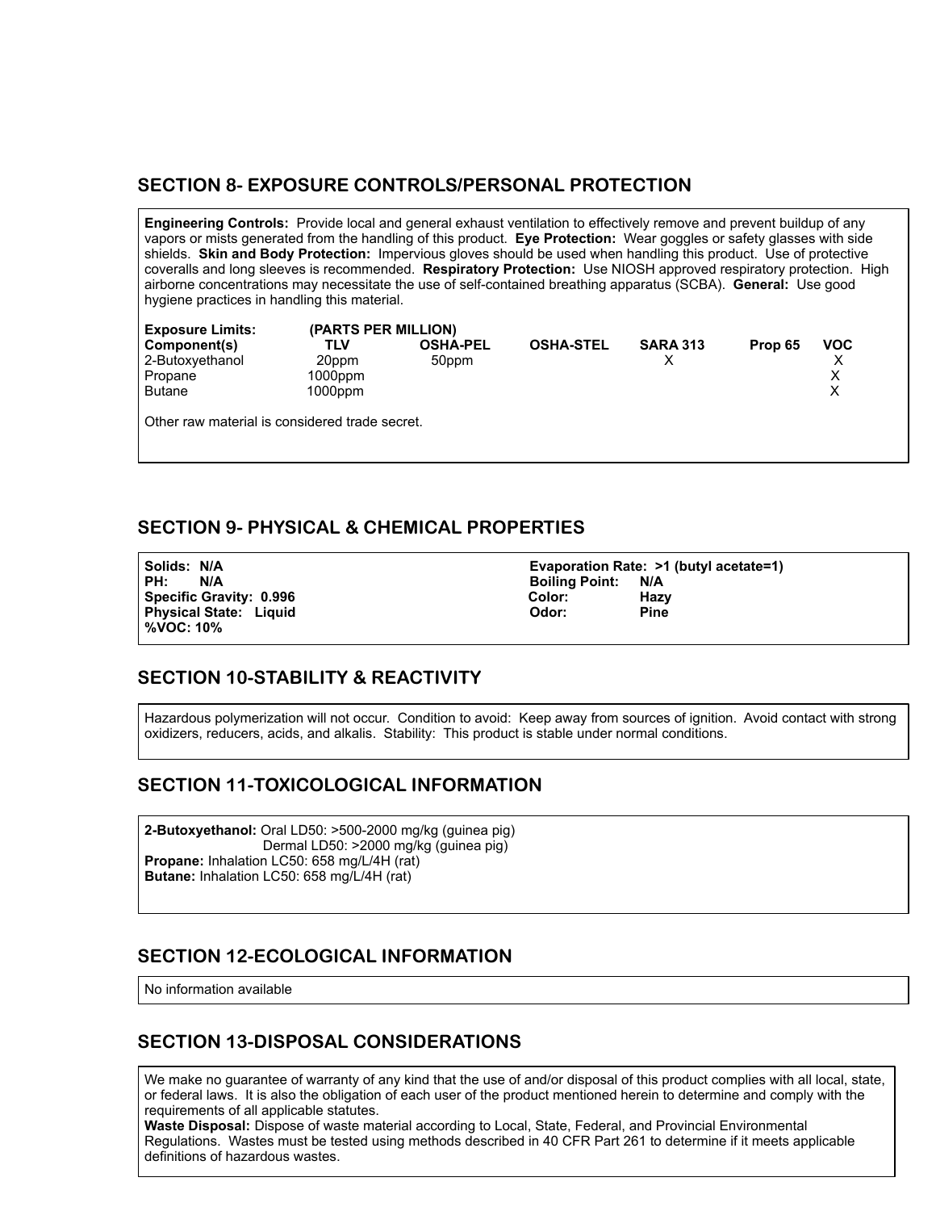## SECTION 8- EXPOSURE CONTROLS/PERSONAL PROTECTION

**Engineering Controls:** Provide local and general exhaust ventilation to effectively remove and prevent buildup of any vapors or mists generated from the handling of this product. **Eye Protection:** Wear goggles or safety glasses with side shields. **Skin and Body Protection:** Impervious gloves should be used when handling this product. Use of protective coveralls and long sleeves is recommended. **Respiratory Protection:** Use NIOSH approved respiratory protection. High airborne concentrations may necessitate the use of self-contained breathing apparatus (SCBA). **General:** Use good hygiene practices in handling this material.

**Exposure Limits:** **(PARTS PER MILLION)**

| Component(s) | TLV | OSHA-PEL | OSHA-STEL | SARA 313 | Prop 65 | VOC |
|---|---|---|---|---|---|---|
| 2-Butoxyethanol | 20ppm | 50ppm | | X | | X |
| Propane | 1000ppm | | | | | X |
| Butane | 1000ppm | | | | | X |

Other raw material is considered trade secret.

## SECTION 9- PHYSICAL & CHEMICAL PROPERTIES

**Solids: N/A**
**PH: N/A**
**Specific Gravity: 0.996**
**Physical State: Liquid**
**%VOC: 10%**
**Evaporation Rate: >1 (butyl acetate=1)**
**Boiling Point: N/A**
**Color: Hazy**
**Odor: Pine**

## SECTION 10-STABILITY & REACTIVITY

Hazardous polymerization will not occur. Condition to avoid: Keep away from sources of ignition. Avoid contact with strong oxidizers, reducers, acids, and alkalis. Stability: This product is stable under normal conditions.

## SECTION 11-TOXICOLOGICAL INFORMATION

**2-Butoxyethanol:** Oral LD50: >500-2000 mg/kg (guinea pig)
Dermal LD50: >2000 mg/kg (guinea pig)
**Propane:** Inhalation LC50: 658 mg/L/4H (rat)
**Butane:** Inhalation LC50: 658 mg/L/4H (rat)

## SECTION 12-ECOLOGICAL INFORMATION

No information available

## SECTION 13-DISPOSAL CONSIDERATIONS

We make no guarantee of warranty of any kind that the use of and/or disposal of this product complies with all local, state, or federal laws. It is also the obligation of each user of the product mentioned herein to determine and comply with the requirements of all applicable statutes.
**Waste Disposal:** Dispose of waste material according to Local, State, Federal, and Provincial Environmental Regulations. Wastes must be tested using methods described in 40 CFR Part 261 to determine if it meets applicable definitions of hazardous wastes.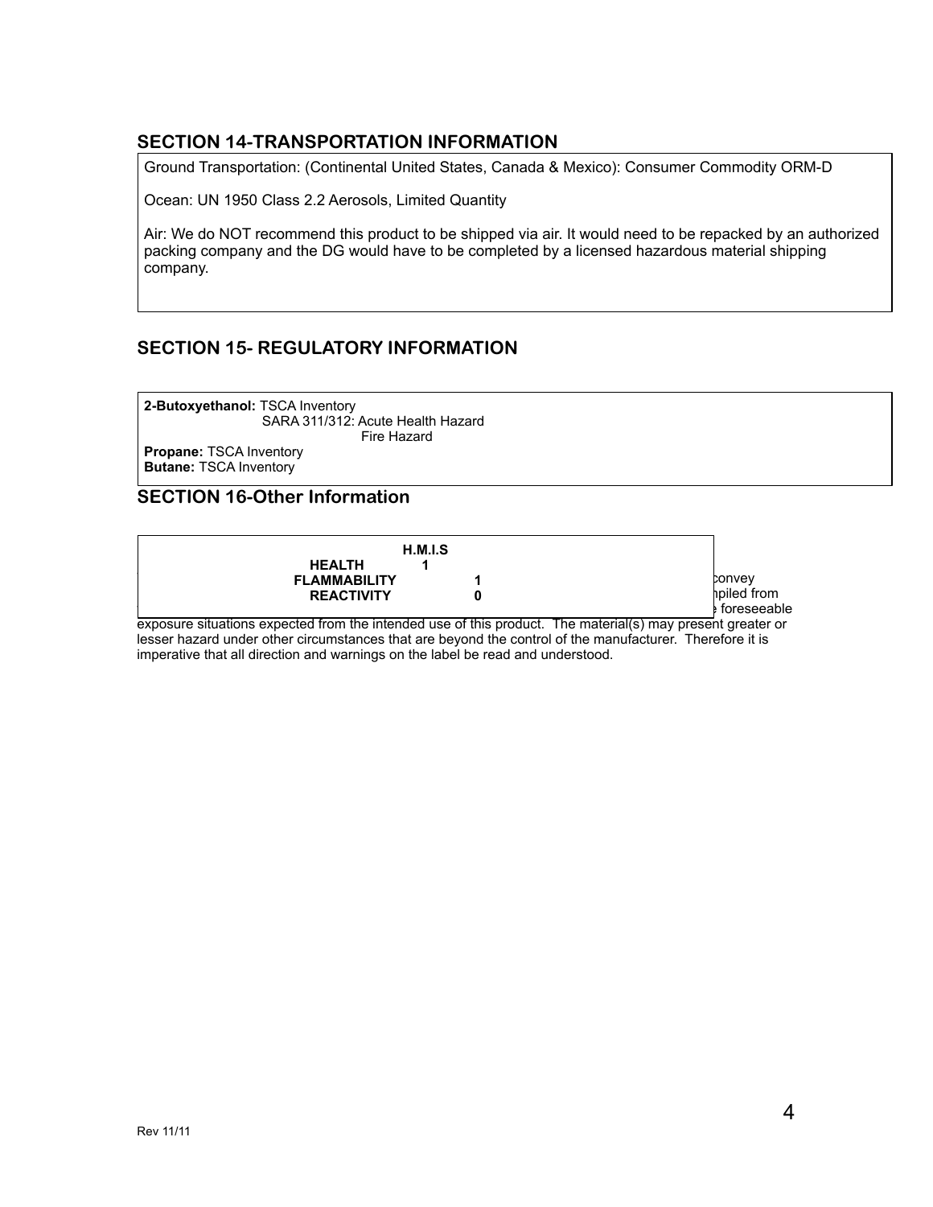## SECTION 14-TRANSPORTATION INFORMATION

Ground Transportation: (Continental United States, Canada & Mexico): Consumer Commodity ORM-D

Ocean: UN 1950 Class 2.2 Aerosols, Limited Quantity

Air: We do NOT recommend this product to be shipped via air. It would need to be repacked by an authorized packing company and the DG would have to be completed by a licensed hazardous material shipping company.

## SECTION 15- REGULATORY INFORMATION

**2-Butoxyethanol:** TSCA Inventory
SARA 311/312: Acute Health Hazard
Fire Hazard
**Propane:** TSCA Inventory
**Butane:** TSCA Inventory

## SECTION 16-Other Information

| H.M.I.S | |
|---|---|
| **HEALTH** | **1** |
| **FLAMMABILITY** | **1** |
| **REACTIVITY** | **0** |

convey
npiled from
foreseeable
exposure situations expected from the intended use of this product. The material(s) may present greater or lesser hazard under other circumstances that are beyond the control of the manufacturer. Therefore it is imperative that all direction and warnings on the label be read and understood.

Rev 11/11